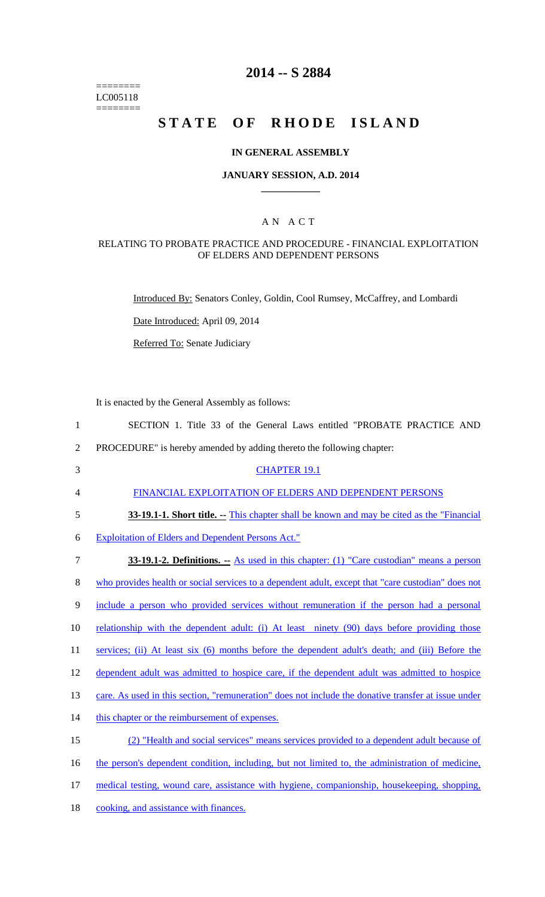# 2014 -- S 2884

========
LC005118
========

# STATE OF RHODE ISLAND

## IN GENERAL ASSEMBLY

### JANUARY SESSION, A.D. 2014

____________

### A N A C T

#### RELATING TO PROBATE PRACTICE AND PROCEDURE - FINANCIAL EXPLOITATION OF ELDERS AND DEPENDENT PERSONS

Introduced By: Senators Conley, Goldin, Cool Rumsey, McCaffrey, and Lombardi

Date Introduced: April 09, 2014

Referred To: Senate Judiciary

It is enacted by the General Assembly as follows:

1 SECTION 1. Title 33 of the General Laws entitled "PROBATE PRACTICE AND
2 PROCEDURE" is hereby amended by adding thereto the following chapter:

3 CHAPTER 19.1

4 FINANCIAL EXPLOITATION OF ELDERS AND DEPENDENT PERSONS

5 **33-19.1-1. Short title. --** This chapter shall be known and may be cited as the "Financial
6 Exploitation of Elders and Dependent Persons Act."

7 **33-19.1-2. Definitions. --** As used in this chapter: (1) "Care custodian" means a person
8 who provides health or social services to a dependent adult, except that "care custodian" does not
9 include a person who provided services without remuneration if the person had a personal
10 relationship with the dependent adult: (i) At least ninety (90) days before providing those
11 services; (ii) At least six (6) months before the dependent adult's death; and (iii) Before the
12 dependent adult was admitted to hospice care, if the dependent adult was admitted to hospice
13 care. As used in this section, "remuneration" does not include the donative transfer at issue under
14 this chapter or the reimbursement of expenses.

15 (2) "Health and social services" means services provided to a dependent adult because of
16 the person's dependent condition, including, but not limited to, the administration of medicine,
17 medical testing, wound care, assistance with hygiene, companionship, housekeeping, shopping,
18 cooking, and assistance with finances.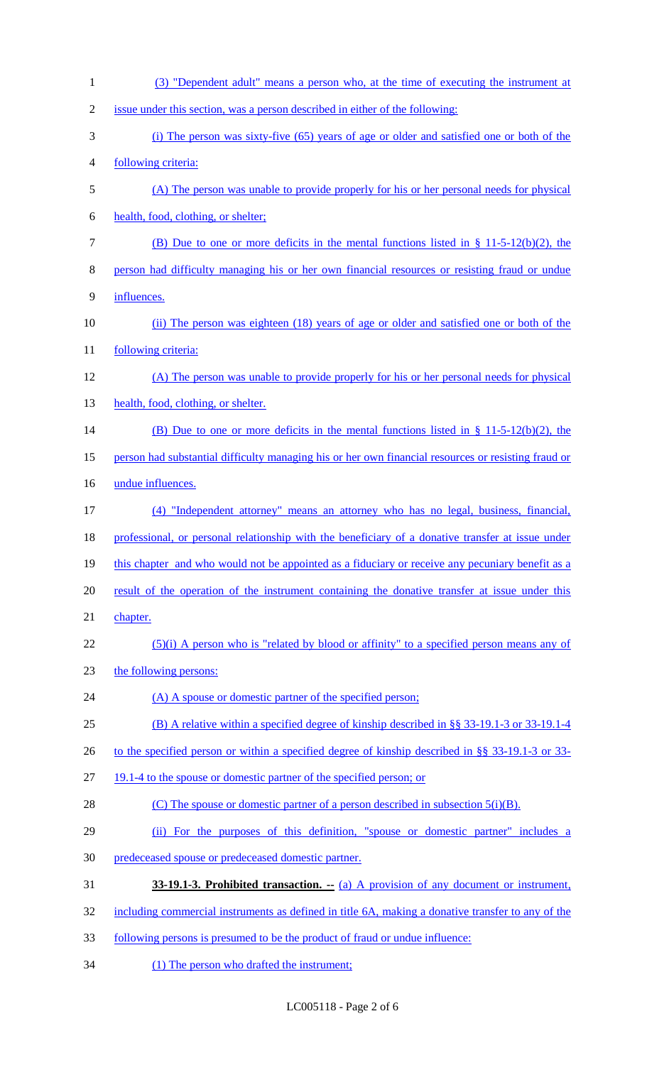(3) "Dependent adult" means a person who, at the time of executing the instrument at issue under this section, was a person described in either of the following:

(i) The person was sixty-five (65) years of age or older and satisfied one or both of the following criteria:

(A) The person was unable to provide properly for his or her personal needs for physical health, food, clothing, or shelter;

(B) Due to one or more deficits in the mental functions listed in § 11-5-12(b)(2), the person had difficulty managing his or her own financial resources or resisting fraud or undue influences.

(ii) The person was eighteen (18) years of age or older and satisfied one or both of the following criteria:

(A) The person was unable to provide properly for his or her personal needs for physical health, food, clothing, or shelter.

(B) Due to one or more deficits in the mental functions listed in § 11-5-12(b)(2), the person had substantial difficulty managing his or her own financial resources or resisting fraud or undue influences.

(4) "Independent attorney" means an attorney who has no legal, business, financial, professional, or personal relationship with the beneficiary of a donative transfer at issue under this chapter and who would not be appointed as a fiduciary or receive any pecuniary benefit as a result of the operation of the instrument containing the donative transfer at issue under this chapter.

(5)(i) A person who is "related by blood or affinity" to a specified person means any of the following persons:

(A) A spouse or domestic partner of the specified person;

(B) A relative within a specified degree of kinship described in §§ 33-19.1-3 or 33-19.1-4 to the specified person or within a specified degree of kinship described in §§ 33-19.1-3 or 33-19.1-4 to the spouse or domestic partner of the specified person; or

(C) The spouse or domestic partner of a person described in subsection 5(i)(B).

(ii) For the purposes of this definition, "spouse or domestic partner" includes a predeceased spouse or predeceased domestic partner.

**33-19.1-3. Prohibited transaction. --** (a) A provision of any document or instrument, including commercial instruments as defined in title 6A, making a donative transfer to any of the following persons is presumed to be the product of fraud or undue influence:

(1) The person who drafted the instrument;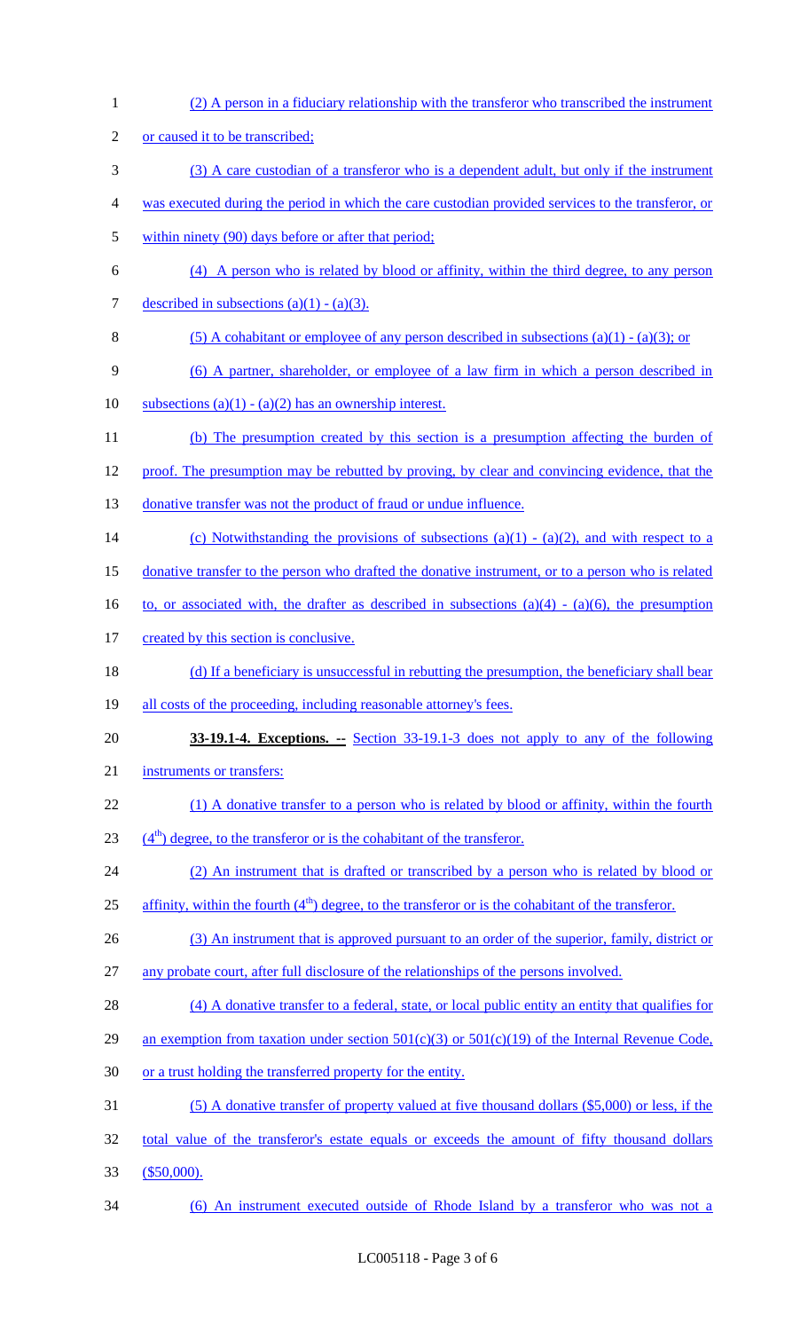(2) A person in a fiduciary relationship with the transferor who transcribed the instrument or caused it to be transcribed;

(3) A care custodian of a transferor who is a dependent adult, but only if the instrument was executed during the period in which the care custodian provided services to the transferor, or within ninety (90) days before or after that period;

(4) A person who is related by blood or affinity, within the third degree, to any person described in subsections (a)(1) - (a)(3).

(5) A cohabitant or employee of any person described in subsections (a)(1) - (a)(3); or

(6) A partner, shareholder, or employee of a law firm in which a person described in subsections (a)(1) - (a)(2) has an ownership interest.

(b) The presumption created by this section is a presumption affecting the burden of proof. The presumption may be rebutted by proving, by clear and convincing evidence, that the donative transfer was not the product of fraud or undue influence.

(c) Notwithstanding the provisions of subsections (a)(1) - (a)(2), and with respect to a donative transfer to the person who drafted the donative instrument, or to a person who is related to, or associated with, the drafter as described in subsections (a)(4) - (a)(6), the presumption created by this section is conclusive.

(d) If a beneficiary is unsuccessful in rebutting the presumption, the beneficiary shall bear all costs of the proceeding, including reasonable attorney's fees.

**33-19.1-4. Exceptions. --** Section 33-19.1-3 does not apply to any of the following instruments or transfers:

(1) A donative transfer to a person who is related by blood or affinity, within the fourth ($4^{th}$) degree, to the transferor or is the cohabitant of the transferor.

(2) An instrument that is drafted or transcribed by a person who is related by blood or affinity, within the fourth ($4^{th}$) degree, to the transferor or is the cohabitant of the transferor.

(3) An instrument that is approved pursuant to an order of the superior, family, district or any probate court, after full disclosure of the relationships of the persons involved.

(4) A donative transfer to a federal, state, or local public entity an entity that qualifies for an exemption from taxation under section 501(c)(3) or 501(c)(19) of the Internal Revenue Code, or a trust holding the transferred property for the entity.

(5) A donative transfer of property valued at five thousand dollars ($5,000) or less, if the total value of the transferor's estate equals or exceeds the amount of fifty thousand dollars ($50,000).

(6) An instrument executed outside of Rhode Island by a transferor who was not a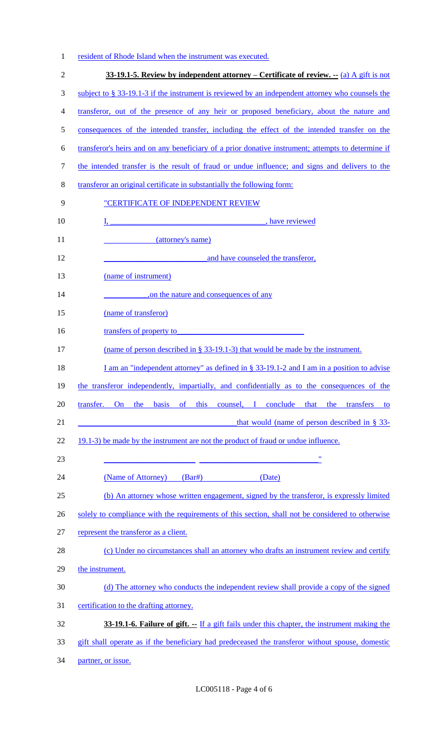resident of Rhode Island when the instrument was executed.

**33-19.1-5. Review by independent attorney – Certificate of review. --** (a) A gift is not subject to § 33-19.1-3 if the instrument is reviewed by an independent attorney who counsels the transferor, out of the presence of any heir or proposed beneficiary, about the nature and consequences of the intended transfer, including the effect of the intended transfer on the transferor's heirs and on any beneficiary of a prior donative instrument; attempts to determine if the intended transfer is the result of fraud or undue influence; and signs and delivers to the transferor an original certificate in substantially the following form:

"CERTIFICATE OF INDEPENDENT REVIEW

I, ______________________________________, have reviewed
(attorney's name)

__________________________ and have counseled the transferor,
(name of instrument)

___________, on the nature and consequences of any
(name of transferor)

transfers of property to________________________________
(name of person described in § 33-19.1-3) that would be made by the instrument.

I am an "independent attorney" as defined in § 33-19.1-2 and I am in a position to advise the transferor independently, impartially, and confidentially as to the consequences of the transfer. On the basis of this counsel, I conclude that the transfers to ______________________________________ that would (name of person described in § 33-19.1-3) be made by the instrument are not the product of fraud or undue influence.

________________________ _______________________________"
(Name of Attorney) (Bar#) (Date)

(b) An attorney whose written engagement, signed by the transferor, is expressly limited solely to compliance with the requirements of this section, shall not be considered to otherwise represent the transferor as a client.

(c) Under no circumstances shall an attorney who drafts an instrument review and certify the instrument.

(d) The attorney who conducts the independent review shall provide a copy of the signed certification to the drafting attorney.

**33-19.1-6. Failure of gift. --** If a gift fails under this chapter, the instrument making the gift shall operate as if the beneficiary had predeceased the transferor without spouse, domestic partner, or issue.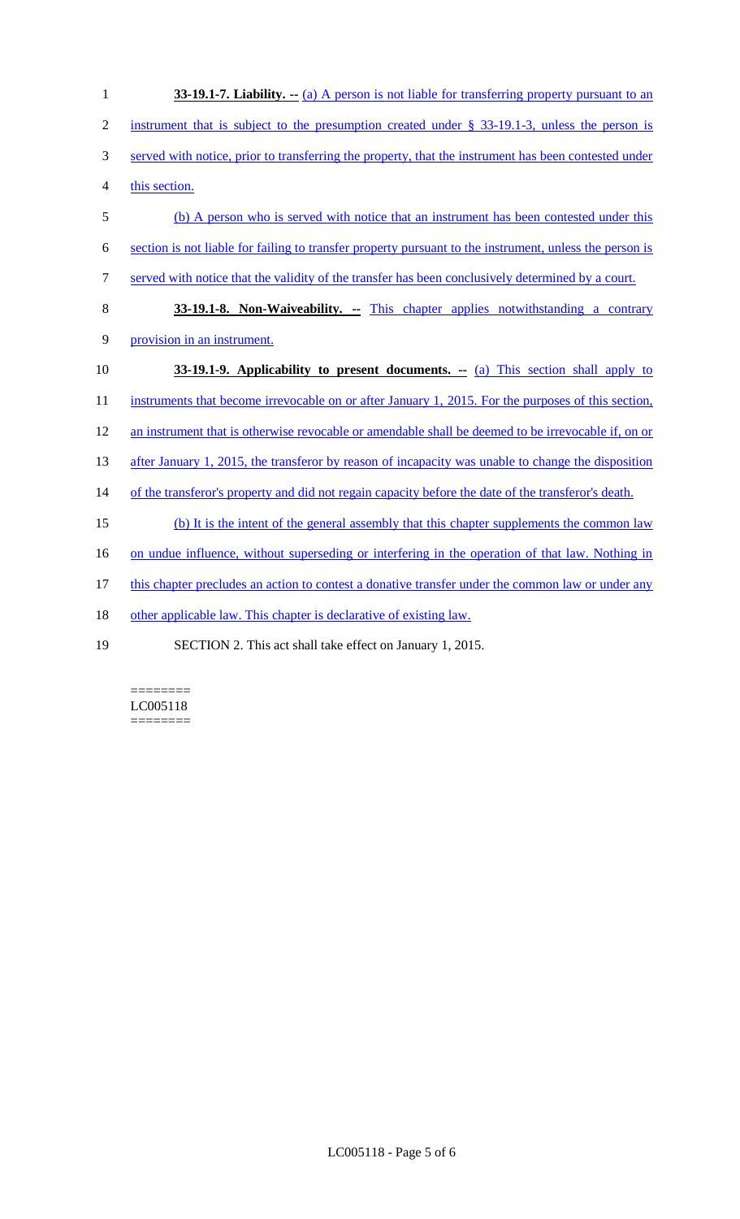**33-19.1-7. Liability. --** (a) A person is not liable for transferring property pursuant to an instrument that is subject to the presumption created under § 33-19.1-3, unless the person is served with notice, prior to transferring the property, that the instrument has been contested under this section.

(b) A person who is served with notice that an instrument has been contested under this section is not liable for failing to transfer property pursuant to the instrument, unless the person is served with notice that the validity of the transfer has been conclusively determined by a court.

**33-19.1-8. Non-Waiveability. --** This chapter applies notwithstanding a contrary provision in an instrument.

**33-19.1-9. Applicability to present documents. --** (a) This section shall apply to instruments that become irrevocable on or after January 1, 2015. For the purposes of this section, an instrument that is otherwise revocable or amendable shall be deemed to be irrevocable if, on or after January 1, 2015, the transferor by reason of incapacity was unable to change the disposition of the transferor's property and did not regain capacity before the date of the transferor's death.

(b) It is the intent of the general assembly that this chapter supplements the common law on undue influence, without superseding or interfering in the operation of that law. Nothing in this chapter precludes an action to contest a donative transfer under the common law or under any other applicable law. This chapter is declarative of existing law.

SECTION 2. This act shall take effect on January 1, 2015.

========
LC005118
========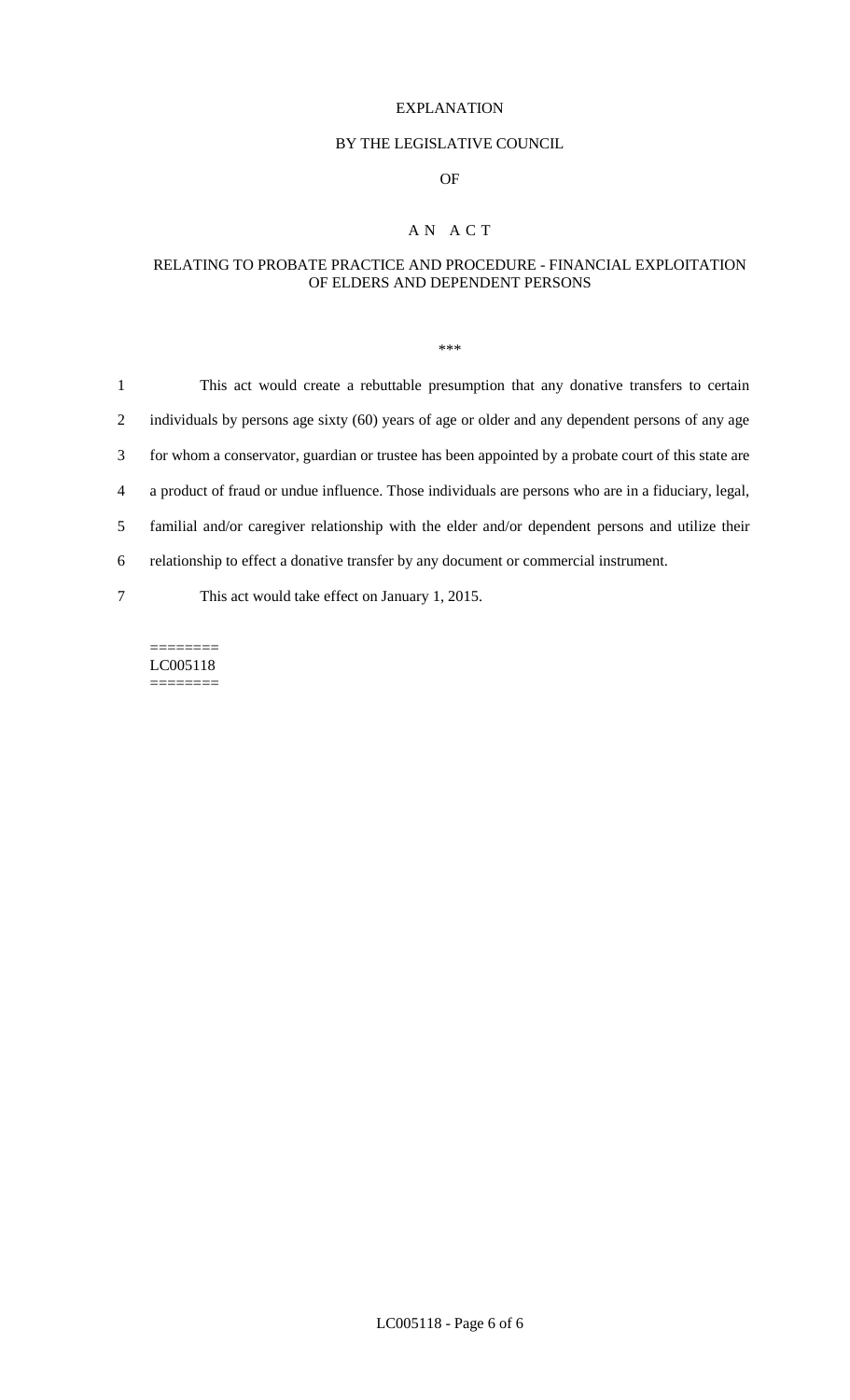EXPLANATION

BY THE LEGISLATIVE COUNCIL

OF

A N A C T

RELATING TO PROBATE PRACTICE AND PROCEDURE - FINANCIAL EXPLOITATION OF ELDERS AND DEPENDENT PERSONS

\*\*\*

This act would create a rebuttable presumption that any donative transfers to certain individuals by persons age sixty (60) years of age or older and any dependent persons of any age for whom a conservator, guardian or trustee has been appointed by a probate court of this state are a product of fraud or undue influence. Those individuals are persons who are in a fiduciary, legal, familial and/or caregiver relationship with the elder and/or dependent persons and utilize their relationship to effect a donative transfer by any document or commercial instrument.

This act would take effect on January 1, 2015.

========
LC005118
========